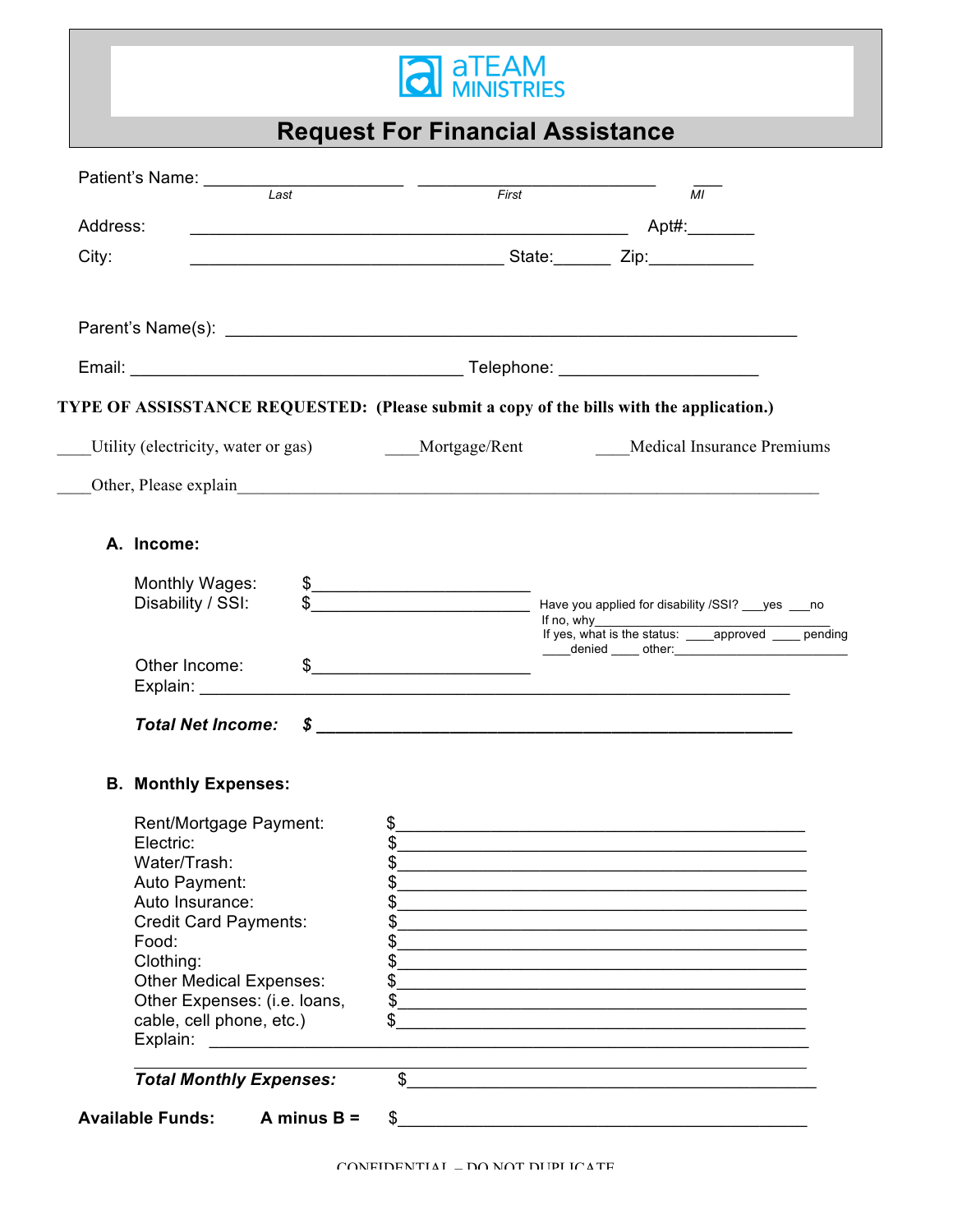aTEAM MINISTRIES

# Request For Financial Assistance

Patient's Name: ____________________ ________________________ ___
Last First MI

Address: ____________________________________________ Apt#:_______

City: _______________________________ State:______ Zip:___________

Parent's Name(s): ____________________________________________________

Email: _________________________________ Telephone: ____________________

**TYPE OF ASSISSTANCE REQUESTED: (Please submit a copy of the bills with the application.)**

____Utility (electricity, water or gas) ____Mortgage/Rent ____Medical Insurance Premiums

____Other, Please explain____________________________________________________________

### A. Income:

Monthly Wages: $______________________

Disability / SSI: $______________________

Have you applied for disability /SSI? ___yes ___no
If no, why_________________________________
If yes, what is the status: ____approved ____ pending ____denied ____ other:______________________

Other Income: $______________________
Explain: ____________________________________________________________

***Total Net Income: $*** ______________________________________________

### B. Monthly Expenses:

Rent/Mortgage Payment: $________________________________________
Electric: $________________________________________
Water/Trash: $________________________________________
Auto Payment: $________________________________________
Auto Insurance: $________________________________________
Credit Card Payments: $________________________________________
Food: $________________________________________
Clothing: $________________________________________
Other Medical Expenses: $________________________________________
Other Expenses: (i.e. loans, $________________________________________
cable, cell phone, etc.) $________________________________________
Explain: ____________________________________________________________
______________________________________________________________________

***Total Monthly Expenses:*** $________________________________________

**Available Funds: A minus B =** $________________________________________

CONFIDENTIAL – DO NOT DUPLICATE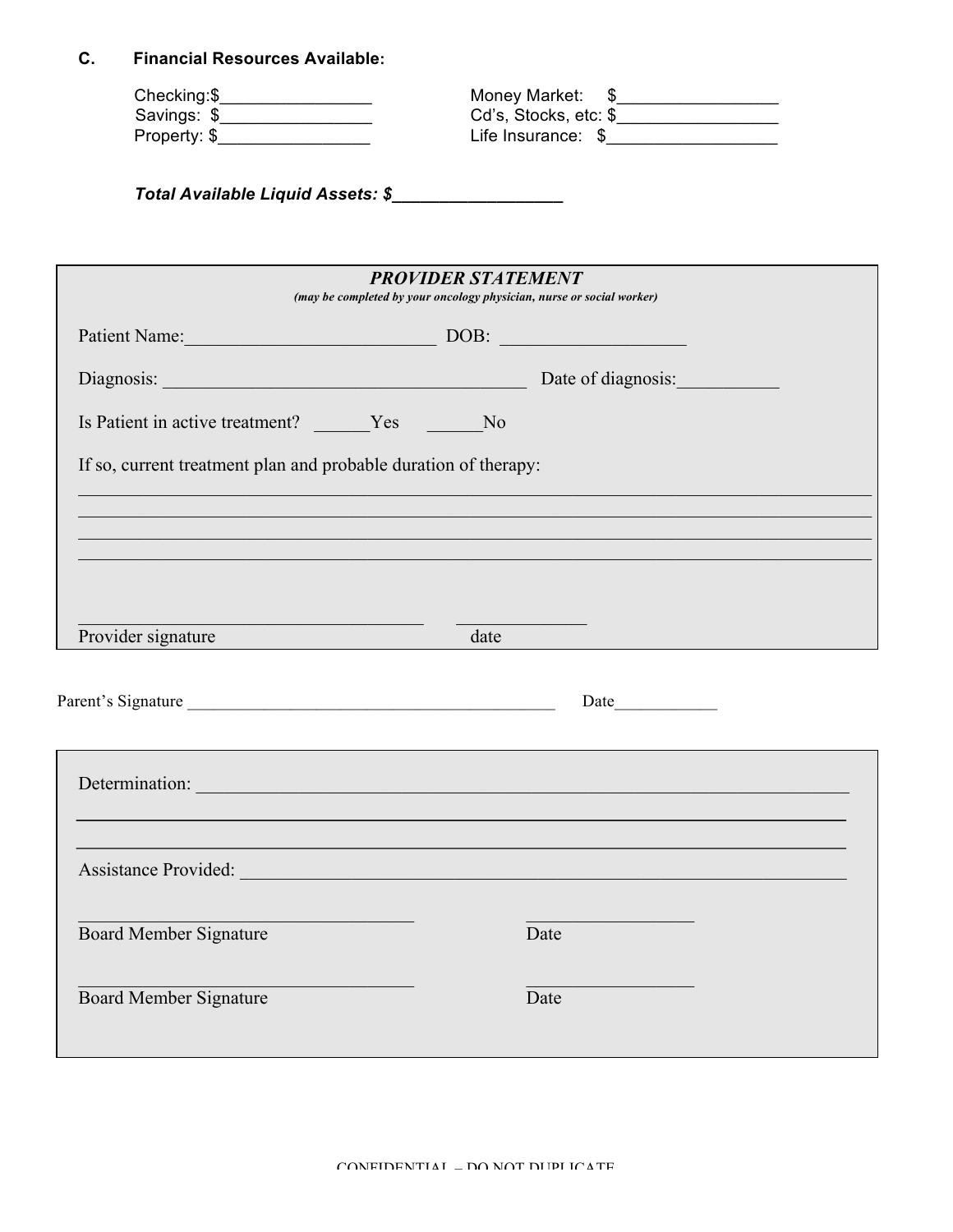**C. Financial Resources Available:**

Checking:$________________

Savings: $________________

Property: $________________

Money Market: $_________________

Cd's, Stocks, etc: $_________________

Life Insurance: $__________________

***Total Available Liquid Assets: $__________________***

***PROVIDER STATEMENT***

***(may be completed by your oncology physician, nurse or social worker)***

Patient Name:____________________________ DOB: ____________________

Diagnosis: ________________________________________ Date of diagnosis:___________

Is Patient in active treatment? ______Yes ______No

If so, current treatment plan and probable duration of therapy:

______________________________________________________________________________________

______________________________________________________________________________________

______________________________________________________________________________________

______________________________________________________________________________________

_______________________________________ ______________

Provider signature date

Parent's Signature ___________________________________________ Date____________

Determination: _________________________________________________________________________

______________________________________________________________________________________

______________________________________________________________________________________

Assistance Provided: ____________________________________________________________________

___________________________________ __________________

Board Member Signature Date

___________________________________ __________________

Board Member Signature Date

CONFIDENTIAL – DO NOT DUPLICATE